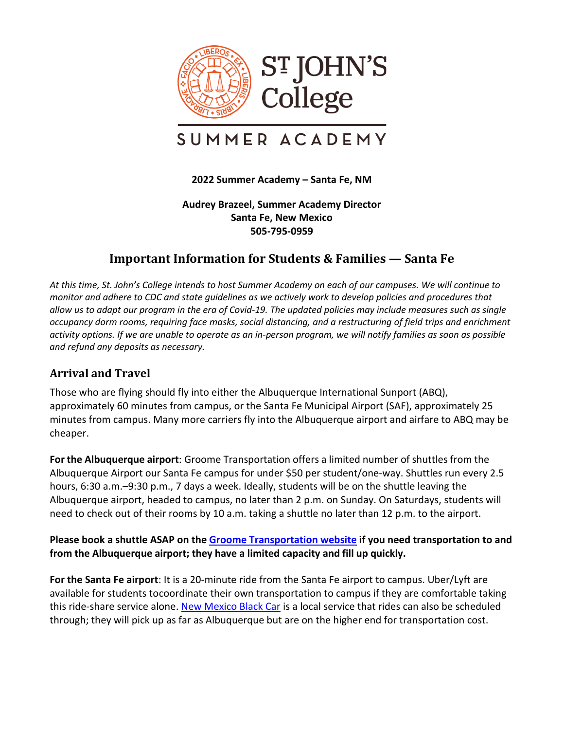# ST JOHN'S College

## SUMMER ACADEMY

**2022 Summer Academy – Santa Fe, NM**

**Audrey Brazeel, Summer Academy Director**
**Santa Fe, New Mexico**
**505-795-0959**

## Important Information for Students & Families — Santa Fe

*At this time, St. John's College intends to host Summer Academy on each of our campuses. We will continue to monitor and adhere to CDC and state guidelines as we actively work to develop policies and procedures that allow us to adapt our program in the era of Covid-19. The updated policies may include measures such as single occupancy dorm rooms, requiring face masks, social distancing, and a restructuring of field trips and enrichment activity options. If we are unable to operate as an in-person program, we will notify families as soon as possible and refund any deposits as necessary.*

### Arrival and Travel

Those who are flying should fly into either the Albuquerque International Sunport (ABQ), approximately 60 minutes from campus, or the Santa Fe Municipal Airport (SAF), approximately 25 minutes from campus. Many more carriers fly into the Albuquerque airport and airfare to ABQ may be cheaper.

**For the Albuquerque airport**: Groome Transportation offers a limited number of shuttles from the Albuquerque Airport our Santa Fe campus for under $50 per student/one-way. Shuttles run every 2.5 hours, 6:30 a.m.–9:30 p.m., 7 days a week. Ideally, students will be on the shuttle leaving the Albuquerque airport, headed to campus, no later than 2 p.m. on Sunday. On Saturdays, students will need to check out of their rooms by 10 a.m. taking a shuttle no later than 12 p.m. to the airport.

**Please book a shuttle ASAP on the Groome Transportation website if you need transportation to and from the Albuquerque airport; they have a limited capacity and fill up quickly.**

**For the Santa Fe airport**: It is a 20-minute ride from the Santa Fe airport to campus. Uber/Lyft are available for students tocoordinate their own transportation to campus if they are comfortable taking this ride-share service alone. New Mexico Black Car is a local service that rides can also be scheduled through; they will pick up as far as Albuquerque but are on the higher end for transportation cost.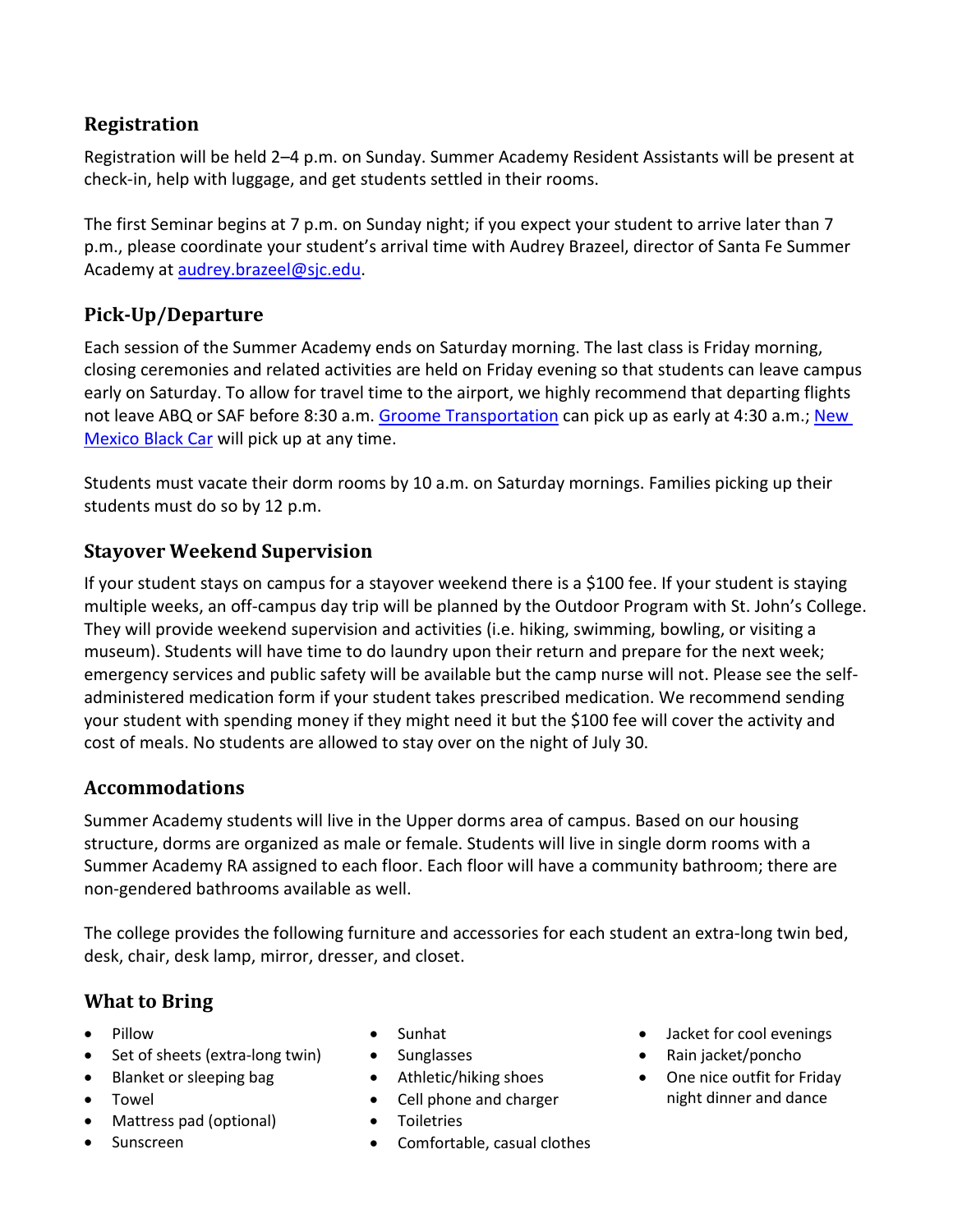## Registration

Registration will be held 2–4 p.m. on Sunday. Summer Academy Resident Assistants will be present at check-in, help with luggage, and get students settled in their rooms.

The first Seminar begins at 7 p.m. on Sunday night; if you expect your student to arrive later than 7 p.m., please coordinate your student's arrival time with Audrey Brazeel, director of Santa Fe Summer Academy at audrey.brazeel@sjc.edu.

## Pick-Up/Departure

Each session of the Summer Academy ends on Saturday morning. The last class is Friday morning, closing ceremonies and related activities are held on Friday evening so that students can leave campus early on Saturday. To allow for travel time to the airport, we highly recommend that departing flights not leave ABQ or SAF before 8:30 a.m. Groome Transportation can pick up as early at 4:30 a.m.; New Mexico Black Car will pick up at any time.

Students must vacate their dorm rooms by 10 a.m. on Saturday mornings. Families picking up their students must do so by 12 p.m.

## Stayover Weekend Supervision

If your student stays on campus for a stayover weekend there is a $100 fee. If your student is staying multiple weeks, an off-campus day trip will be planned by the Outdoor Program with St. John's College. They will provide weekend supervision and activities (i.e. hiking, swimming, bowling, or visiting a museum). Students will have time to do laundry upon their return and prepare for the next week; emergency services and public safety will be available but the camp nurse will not. Please see the self-administered medication form if your student takes prescribed medication. We recommend sending your student with spending money if they might need it but the $100 fee will cover the activity and cost of meals. No students are allowed to stay over on the night of July 30.

## Accommodations

Summer Academy students will live in the Upper dorms area of campus. Based on our housing structure, dorms are organized as male or female. Students will live in single dorm rooms with a Summer Academy RA assigned to each floor. Each floor will have a community bathroom; there are non-gendered bathrooms available as well.

The college provides the following furniture and accessories for each student an extra-long twin bed, desk, chair, desk lamp, mirror, dresser, and closet.

## What to Bring

- Pillow
- Set of sheets (extra-long twin)
- Blanket or sleeping bag
- Towel
- Mattress pad (optional)
- Sunscreen
- Sunhat
- Sunglasses
- Athletic/hiking shoes
- Cell phone and charger
- Toiletries
- Comfortable, casual clothes
- Jacket for cool evenings
- Rain jacket/poncho
- One nice outfit for Friday night dinner and dance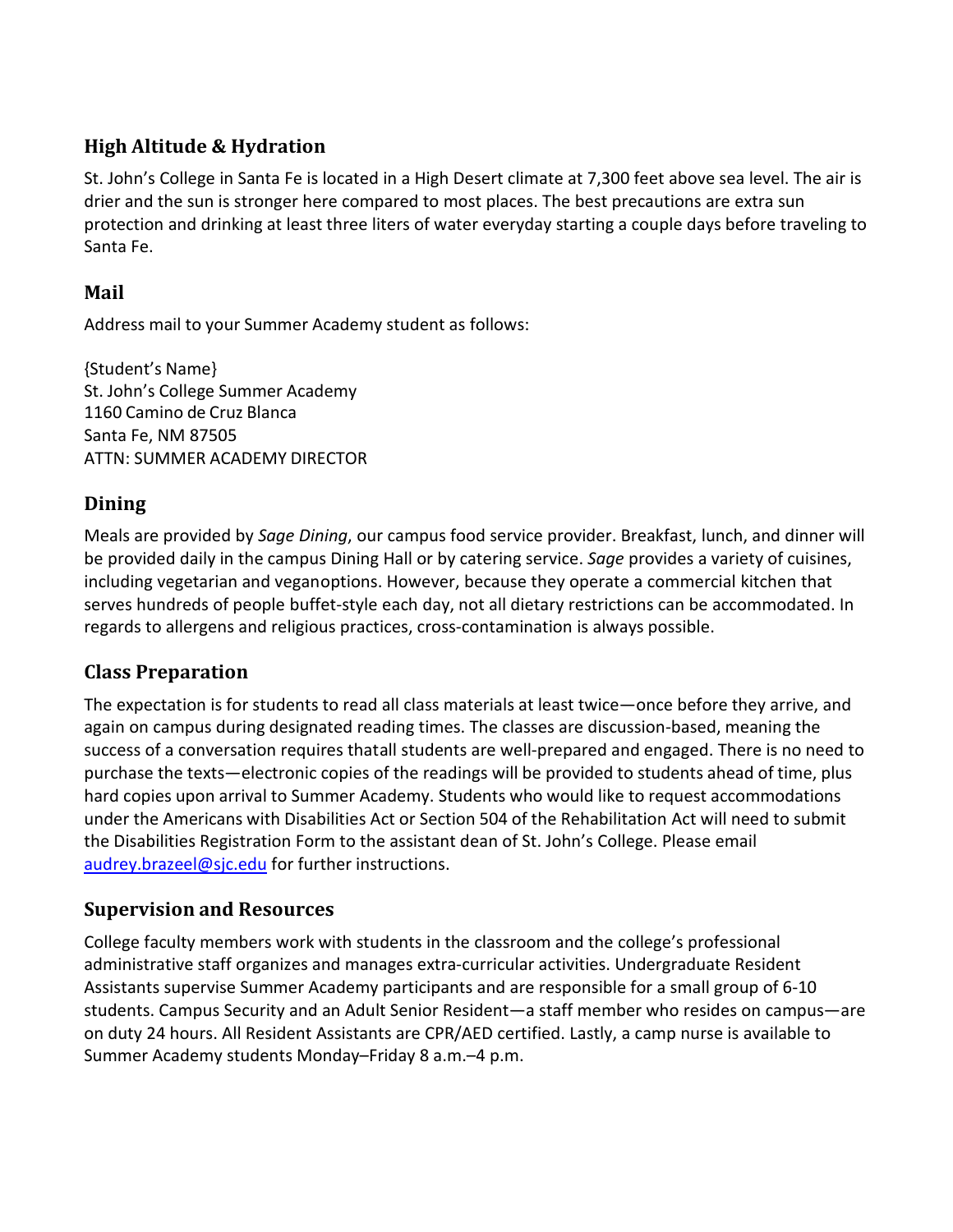## High Altitude & Hydration

St. John's College in Santa Fe is located in a High Desert climate at 7,300 feet above sea level. The air is drier and the sun is stronger here compared to most places. The best precautions are extra sun protection and drinking at least three liters of water everyday starting a couple days before traveling to Santa Fe.

## Mail

Address mail to your Summer Academy student as follows:

{Student's Name}
St. John's College Summer Academy
1160 Camino de Cruz Blanca
Santa Fe, NM 87505
ATTN: SUMMER ACADEMY DIRECTOR

## Dining

Meals are provided by *Sage Dining*, our campus food service provider. Breakfast, lunch, and dinner will be provided daily in the campus Dining Hall or by catering service. *Sage* provides a variety of cuisines, including vegetarian and veganoptions. However, because they operate a commercial kitchen that serves hundreds of people buffet-style each day, not all dietary restrictions can be accommodated. In regards to allergens and religious practices, cross-contamination is always possible.

## Class Preparation

The expectation is for students to read all class materials at least twice—once before they arrive, and again on campus during designated reading times. The classes are discussion-based, meaning the success of a conversation requires thatall students are well-prepared and engaged. There is no need to purchase the texts—electronic copies of the readings will be provided to students ahead of time, plus hard copies upon arrival to Summer Academy. Students who would like to request accommodations under the Americans with Disabilities Act or Section 504 of the Rehabilitation Act will need to submit the Disabilities Registration Form to the assistant dean of St. John's College. Please email audrey.brazeel@sjc.edu for further instructions.

## Supervision and Resources

College faculty members work with students in the classroom and the college's professional administrative staff organizes and manages extra-curricular activities. Undergraduate Resident Assistants supervise Summer Academy participants and are responsible for a small group of 6-10 students. Campus Security and an Adult Senior Resident—a staff member who resides on campus—are on duty 24 hours. All Resident Assistants are CPR/AED certified. Lastly, a camp nurse is available to Summer Academy students Monday–Friday 8 a.m.–4 p.m.